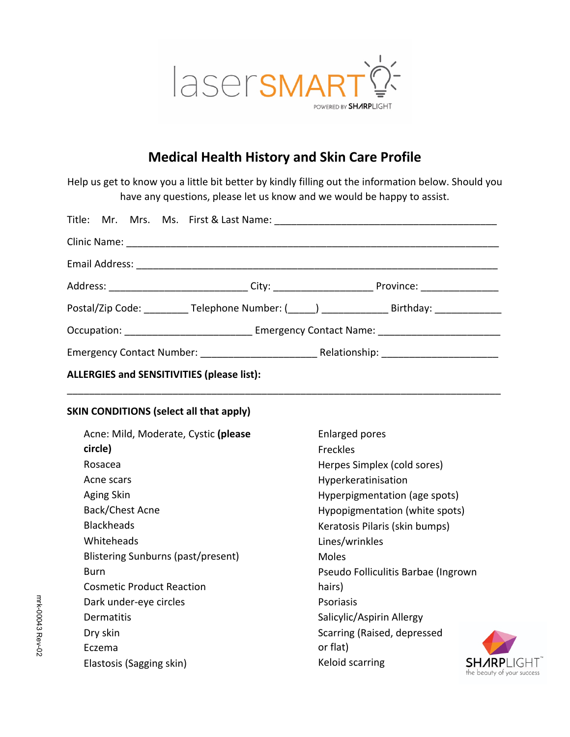laserSMART
POWERED BY SHARPLIGHT

# Medical Health History and Skin Care Profile

Help us get to know you a little bit better by kindly filling out the information below. Should you have any questions, please let us know and we would be happy to assist.

Title: Mr. Mrs. Ms. First & Last Name: ________________________________________

Clinic Name: ________________________________________________________________

Email Address: _______________________________________________________________

Address: _________________________ City: __________________ Province: ______________

Postal/Zip Code: ________ Telephone Number: (_____) ____________ Birthday: ____________

Occupation: _______________________ Emergency Contact Name: ______________________

Emergency Contact Number: _____________________ Relationship: _____________________

**ALLERGIES and SENSITIVITIES (please list):**

___________________________________________________________________________

**SKIN CONDITIONS (select all that apply)**

- Acne: Mild, Moderate, Cystic **(please circle)**
- Rosacea
- Acne scars
- Aging Skin
- Back/Chest Acne
- Blackheads
- Whiteheads
- Blistering Sunburns (past/present)
- Burn
- Cosmetic Product Reaction
- Dark under-eye circles
- Dermatitis
- Dry skin
- Eczema
- Elastosis (Sagging skin)
- Enlarged pores
- Freckles
- Herpes Simplex (cold sores)
- Hyperkeratinisation
- Hyperpigmentation (age spots)
- Hypopigmentation (white spots)
- Keratosis Pilaris (skin bumps)
- Lines/wrinkles
- Moles
- Pseudo Folliculitis Barbae (Ingrown hairs)
- Psoriasis
- Salicylic/Aspirin Allergy
- Scarring (Raised, depressed or flat)
- Keloid scarring

mrk-00043 Rev-02

SHARPLIGHT
the beauty of your success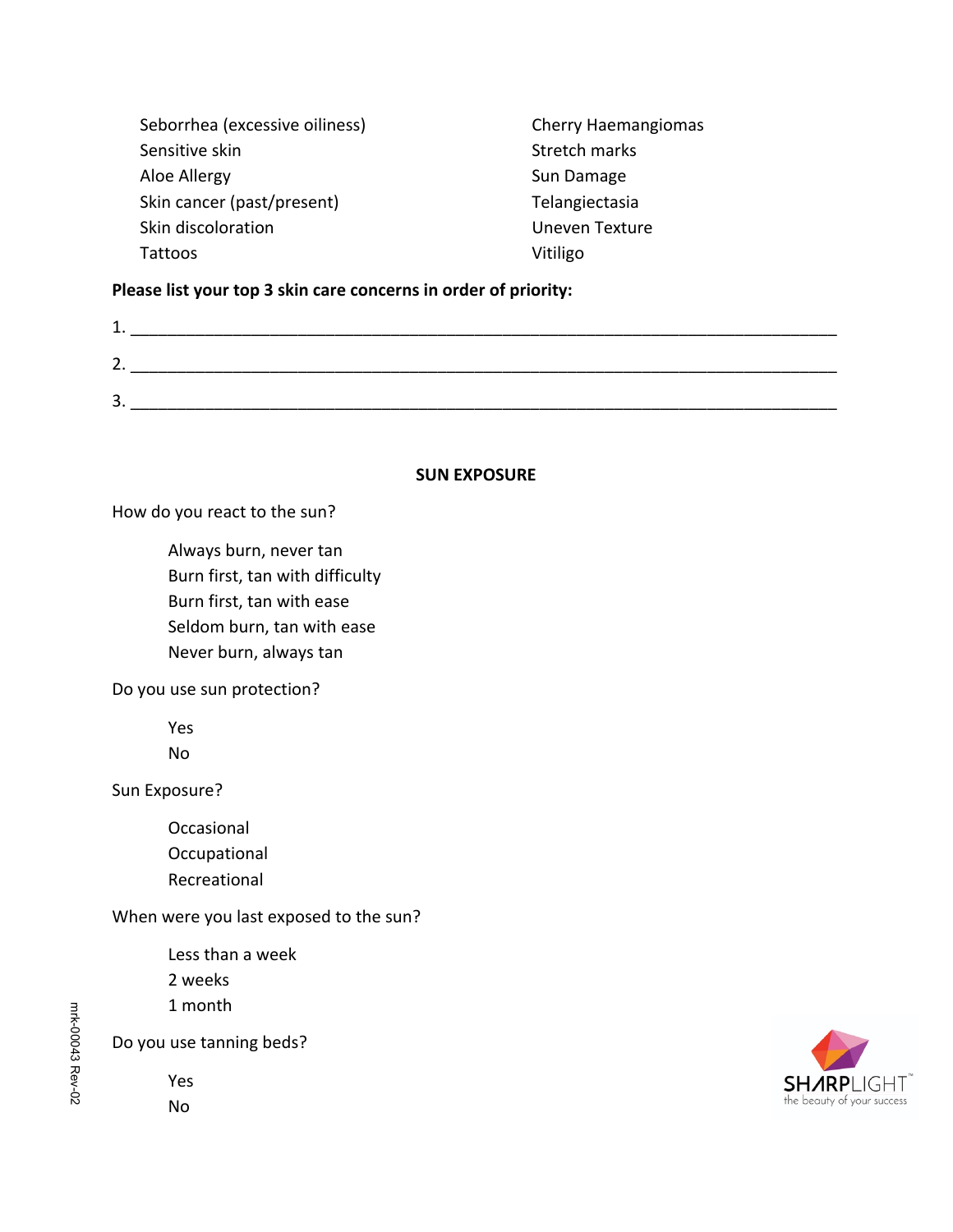- Seborrhea (excessive oiliness)
- Sensitive skin
- Aloe Allergy
- Skin cancer (past/present)
- Skin discoloration
- Tattoos
- Cherry Haemangiomas
- Stretch marks
- Sun Damage
- Telangiectasia
- Uneven Texture
- Vitiligo

**Please list your top 3 skin care concerns in order of priority:**

1. ____________________________________________________________________________

2. ____________________________________________________________________________

3. ____________________________________________________________________________

## SUN EXPOSURE

How do you react to the sun?

- Always burn, never tan
- Burn first, tan with difficulty
- Burn first, tan with ease
- Seldom burn, tan with ease
- Never burn, always tan

Do you use sun protection?

- Yes
- No

Sun Exposure?

- Occasional
- Occupational
- Recreational

When were you last exposed to the sun?

- Less than a week
- 2 weeks
- 1 month

Do you use tanning beds?

- Yes
- No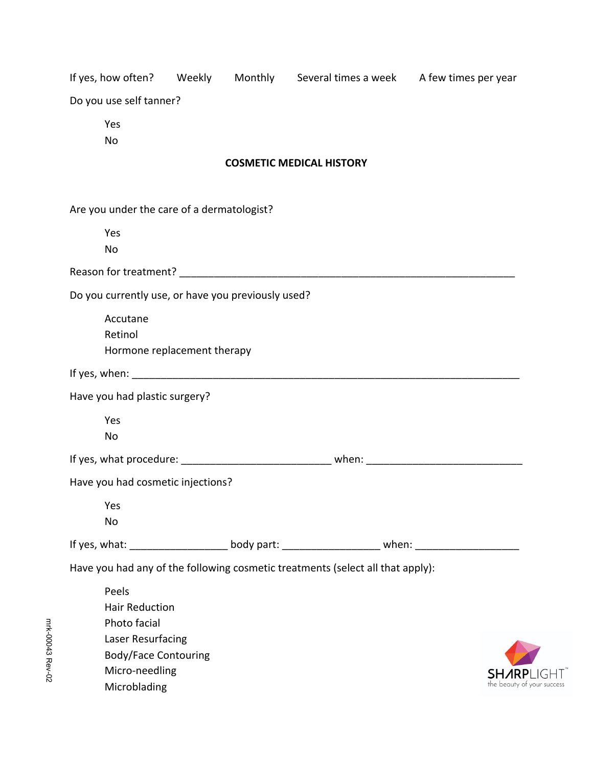If yes, how often? Weekly Monthly Several times a week A few times per year

Do you use self tanner?

- Yes
- No

## COSMETIC MEDICAL HISTORY

Are you under the care of a dermatologist?

- Yes
- No

Reason for treatment? ___________________________________________________________

Do you currently use, or have you previously used?

- Accutane
- Retinol
- Hormone replacement therapy

If yes, when: ______________________________________________________________________

Have you had plastic surgery?

- Yes
- No

If yes, what procedure: __________________________ when: ___________________________

Have you had cosmetic injections?

- Yes
- No

If yes, what: _________________ body part: _________________ when: __________________

Have you had any of the following cosmetic treatments (select all that apply):

- Peels
- Hair Reduction
- Photo facial
- Laser Resurfacing
- Body/Face Contouring
- Micro-needling
- Microblading

mrk-00043 Rev-02

SHARPLIGHT™ the beauty of your success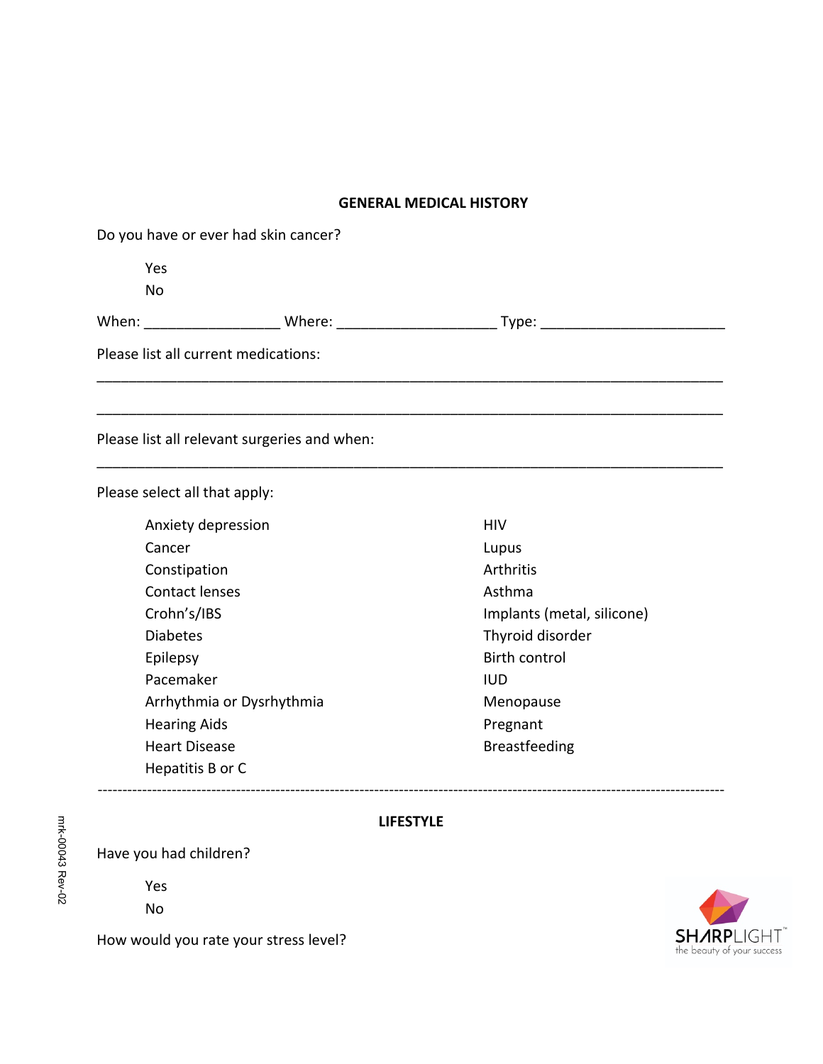## GENERAL MEDICAL HISTORY

Do you have or ever had skin cancer?

Yes
No

When: _________________ Where: ____________________ Type: _______________________

Please list all current medications:

_______________________________________________________________________________

_______________________________________________________________________________

Please list all relevant surgeries and when:

_______________________________________________________________________________

Please select all that apply:

- Anxiety depression
- Cancer
- Constipation
- Contact lenses
- Crohn's/IBS
- Diabetes
- Epilepsy
- Pacemaker
- Arrhythmia or Dysrhythmia
- Hearing Aids
- Heart Disease
- Hepatitis B or C
- HIV
- Lupus
- Arthritis
- Asthma
- Implants (metal, silicone)
- Thyroid disorder
- Birth control
- IUD
- Menopause
- Pregnant
- Breastfeeding

---

## LIFESTYLE

Have you had children?

Yes
No

How would you rate your stress level?

mrk-00043 Rev-02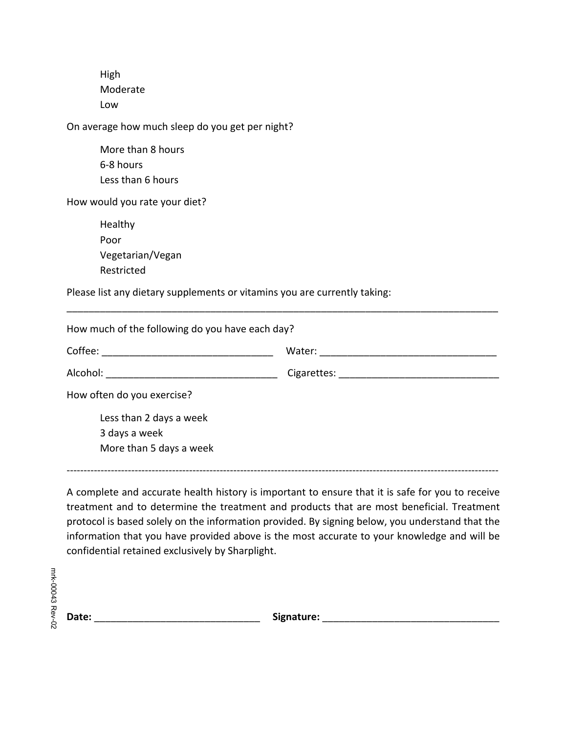High
Moderate
Low

On average how much sleep do you get per night?

More than 8 hours
6-8 hours
Less than 6 hours

How would you rate your diet?

Healthy
Poor
Vegetarian/Vegan
Restricted

Please list any dietary supplements or vitamins you are currently taking:

_______________________________________________________________________________

How much of the following do you have each day?

Coffee: ______________________________ Water: ________________________________

Alcohol: ______________________________ Cigarettes: ____________________________

How often do you exercise?

Less than 2 days a week
3 days a week
More than 5 days a week

---

A complete and accurate health history is important to ensure that it is safe for you to receive treatment and to determine the treatment and products that are most beneficial. Treatment protocol is based solely on the information provided. By signing below, you understand that the information that you have provided above is the most accurate to your knowledge and will be confidential retained exclusively by Sharplight.

**Date:** ______________________________ **Signature:** ________________________________

mrk-00043 Rev-02